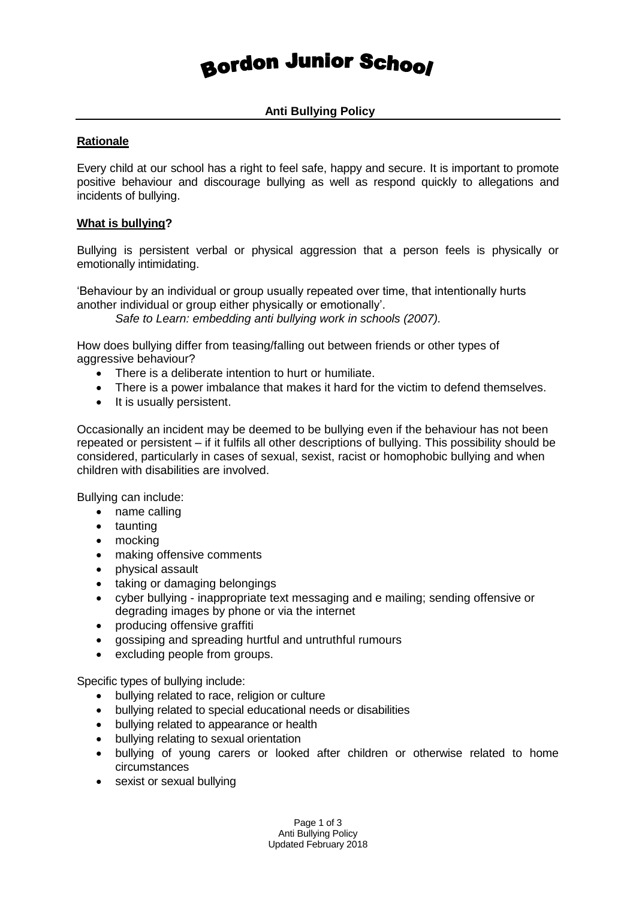# Bordon Junior School

**Anti Bullying Policy**

## Rationale

Every child at our school has a right to feel safe, happy and secure. It is important to promote positive behaviour and discourage bullying as well as respond quickly to allegations and incidents of bullying.

## What is bullying?

Bullying is persistent verbal or physical aggression that a person feels is physically or emotionally intimidating.

'Behaviour by an individual or group usually repeated over time, that intentionally hurts another individual or group either physically or emotionally'.

*Safe to Learn: embedding anti bullying work in schools (2007).*

How does bullying differ from teasing/falling out between friends or other types of aggressive behaviour?

- There is a deliberate intention to hurt or humiliate.
- There is a power imbalance that makes it hard for the victim to defend themselves.
- It is usually persistent.

Occasionally an incident may be deemed to be bullying even if the behaviour has not been repeated or persistent – if it fulfils all other descriptions of bullying. This possibility should be considered, particularly in cases of sexual, sexist, racist or homophobic bullying and when children with disabilities are involved.

Bullying can include:

- name calling
- taunting
- mocking
- making offensive comments
- physical assault
- taking or damaging belongings
- cyber bullying - inappropriate text messaging and e mailing; sending offensive or degrading images by phone or via the internet
- producing offensive graffiti
- gossiping and spreading hurtful and untruthful rumours
- excluding people from groups.

Specific types of bullying include:

- bullying related to race, religion or culture
- bullying related to special educational needs or disabilities
- bullying related to appearance or health
- bullying relating to sexual orientation
- bullying of young carers or looked after children or otherwise related to home circumstances
- sexist or sexual bullying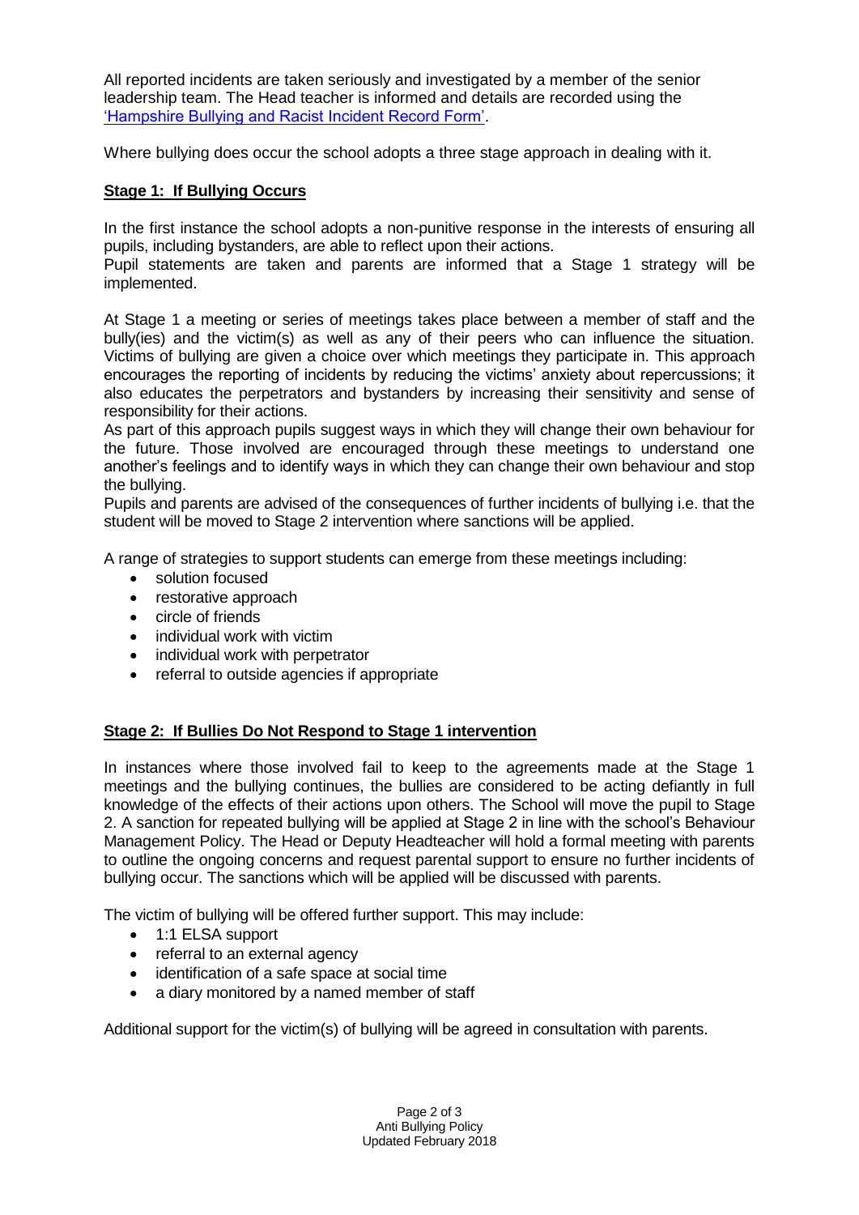All reported incidents are taken seriously and investigated by a member of the senior leadership team. The Head teacher is informed and details are recorded using the 'Hampshire Bullying and Racist Incident Record Form'.

Where bullying does occur the school adopts a three stage approach in dealing with it.

**Stage 1: If Bullying Occurs**

In the first instance the school adopts a non-punitive response in the interests of ensuring all pupils, including bystanders, are able to reflect upon their actions.
Pupil statements are taken and parents are informed that a Stage 1 strategy will be implemented.

At Stage 1 a meeting or series of meetings takes place between a member of staff and the bully(ies) and the victim(s) as well as any of their peers who can influence the situation. Victims of bullying are given a choice over which meetings they participate in. This approach encourages the reporting of incidents by reducing the victims' anxiety about repercussions; it also educates the perpetrators and bystanders by increasing their sensitivity and sense of responsibility for their actions.
As part of this approach pupils suggest ways in which they will change their own behaviour for the future. Those involved are encouraged through these meetings to understand one another's feelings and to identify ways in which they can change their own behaviour and stop the bullying.
Pupils and parents are advised of the consequences of further incidents of bullying i.e. that the student will be moved to Stage 2 intervention where sanctions will be applied.

A range of strategies to support students can emerge from these meetings including:

- solution focused
- restorative approach
- circle of friends
- individual work with victim
- individual work with perpetrator
- referral to outside agencies if appropriate

**Stage 2: If Bullies Do Not Respond to Stage 1 intervention**

In instances where those involved fail to keep to the agreements made at the Stage 1 meetings and the bullying continues, the bullies are considered to be acting defiantly in full knowledge of the effects of their actions upon others. The School will move the pupil to Stage 2. A sanction for repeated bullying will be applied at Stage 2 in line with the school's Behaviour Management Policy. The Head or Deputy Headteacher will hold a formal meeting with parents to outline the ongoing concerns and request parental support to ensure no further incidents of bullying occur. The sanctions which will be applied will be discussed with parents.

The victim of bullying will be offered further support. This may include:

- 1:1 ELSA support
- referral to an external agency
- identification of a safe space at social time
- a diary monitored by a named member of staff

Additional support for the victim(s) of bullying will be agreed in consultation with parents.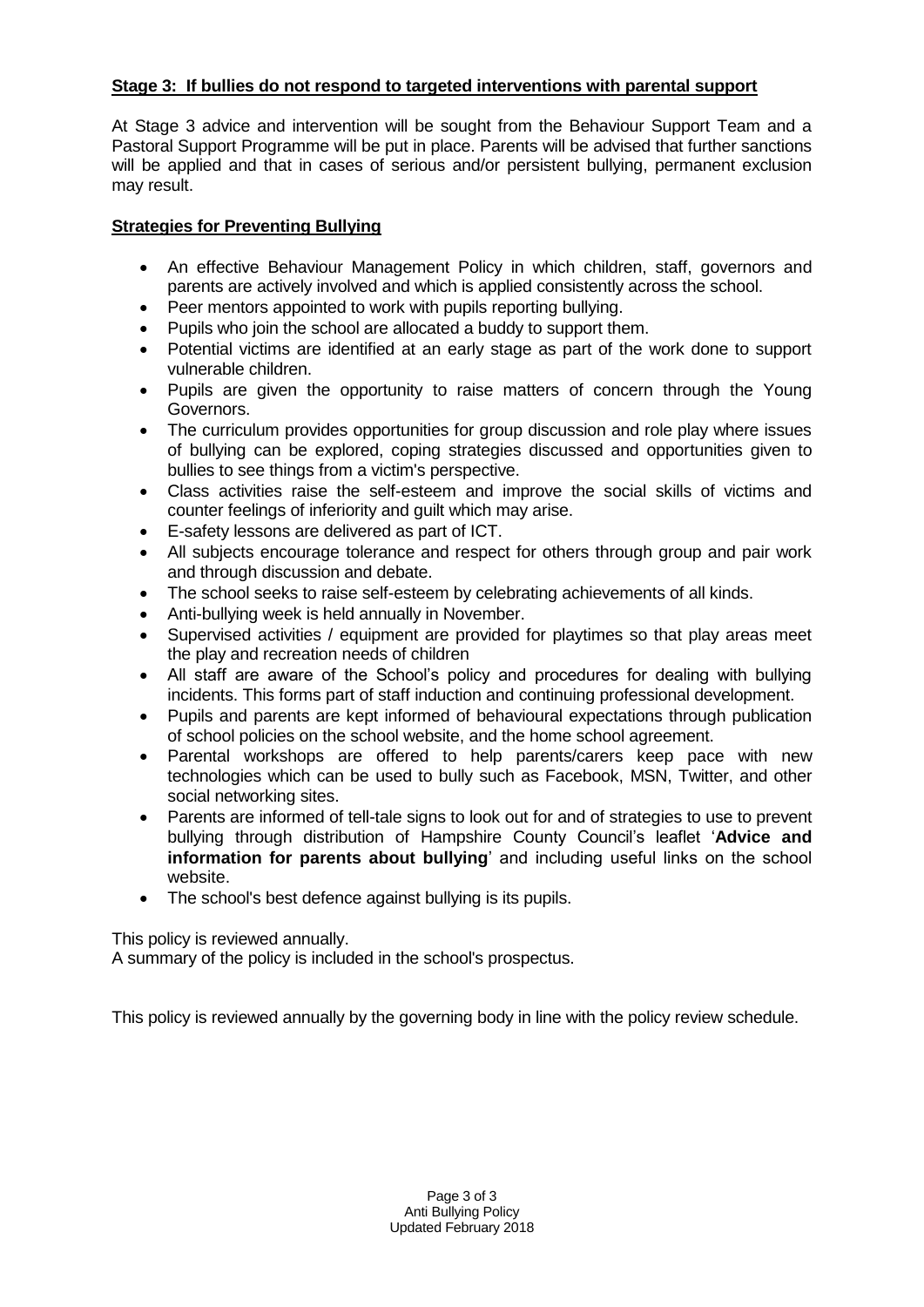**Stage 3: If bullies do not respond to targeted interventions with parental support**

At Stage 3 advice and intervention will be sought from the Behaviour Support Team and a Pastoral Support Programme will be put in place. Parents will be advised that further sanctions will be applied and that in cases of serious and/or persistent bullying, permanent exclusion may result.

**Strategies for Preventing Bullying**

- An effective Behaviour Management Policy in which children, staff, governors and parents are actively involved and which is applied consistently across the school.
- Peer mentors appointed to work with pupils reporting bullying.
- Pupils who join the school are allocated a buddy to support them.
- Potential victims are identified at an early stage as part of the work done to support vulnerable children.
- Pupils are given the opportunity to raise matters of concern through the Young Governors.
- The curriculum provides opportunities for group discussion and role play where issues of bullying can be explored, coping strategies discussed and opportunities given to bullies to see things from a victim's perspective.
- Class activities raise the self-esteem and improve the social skills of victims and counter feelings of inferiority and guilt which may arise.
- E-safety lessons are delivered as part of ICT.
- All subjects encourage tolerance and respect for others through group and pair work and through discussion and debate.
- The school seeks to raise self-esteem by celebrating achievements of all kinds.
- Anti-bullying week is held annually in November.
- Supervised activities / equipment are provided for playtimes so that play areas meet the play and recreation needs of children
- All staff are aware of the School's policy and procedures for dealing with bullying incidents. This forms part of staff induction and continuing professional development.
- Pupils and parents are kept informed of behavioural expectations through publication of school policies on the school website, and the home school agreement.
- Parental workshops are offered to help parents/carers keep pace with new technologies which can be used to bully such as Facebook, MSN, Twitter, and other social networking sites.
- Parents are informed of tell-tale signs to look out for and of strategies to use to prevent bullying through distribution of Hampshire County Council's leaflet '**Advice and information for parents about bullying**' and including useful links on the school website.
- The school's best defence against bullying is its pupils.

This policy is reviewed annually.
A summary of the policy is included in the school's prospectus.

This policy is reviewed annually by the governing body in line with the policy review schedule.